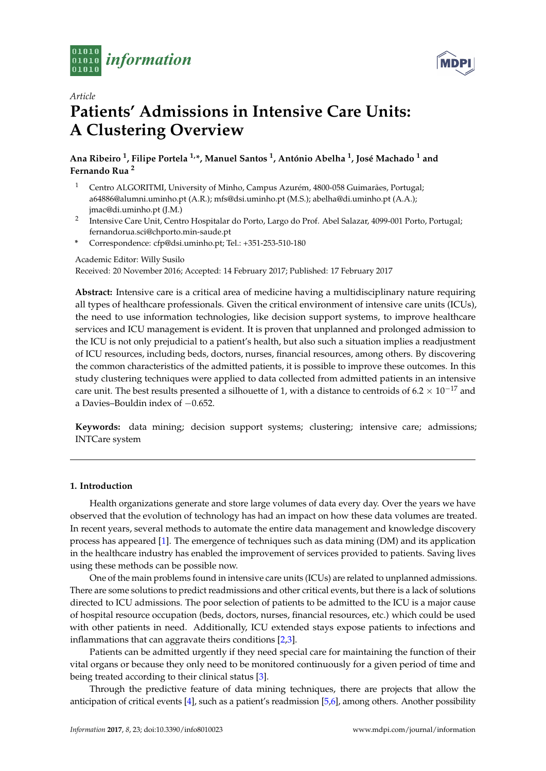*Article*

# Patients' Admissions in Intensive Care Units: A Clustering Overview

**Ana Ribeiro [1], Filipe Portela [1,*], Manuel Santos [1], António Abelha [1], José Machado [1] and Fernando Rua [2]**

[1] Centro ALGORITMI, University of Minho, Campus Azurém, 4800-058 Guimarães, Portugal; a64886@alumni.uminho.pt (A.R.); mfs@dsi.uminho.pt (M.S.); abelha@di.uminho.pt (A.A.); jmac@di.uminho.pt (J.M.)

[2] Intensive Care Unit, Centro Hospitalar do Porto, Largo do Prof. Abel Salazar, 4099-001 Porto, Portugal; fernandorua.sci@chporto.min-saude.pt

* Correspondence: cfp@dsi.uminho.pt; Tel.: +351-253-510-180

Academic Editor: Willy Susilo

Received: 20 November 2016; Accepted: 14 February 2017; Published: 17 February 2017

**Abstract:** Intensive care is a critical area of medicine having a multidisciplinary nature requiring all types of healthcare professionals. Given the critical environment of intensive care units (ICUs), the need to use information technologies, like decision support systems, to improve healthcare services and ICU management is evident. It is proven that unplanned and prolonged admission to the ICU is not only prejudicial to a patient's health, but also such a situation implies a readjustment of ICU resources, including beds, doctors, nurses, financial resources, among others. By discovering the common characteristics of the admitted patients, it is possible to improve these outcomes. In this study clustering techniques were applied to data collected from admitted patients in an intensive care unit. The best results presented a silhouette of 1, with a distance to centroids of $6.2 \times 10^{-17}$ and a Davies–Bouldin index of $-0.652$.

**Keywords:** data mining; decision support systems; clustering; intensive care; admissions; INTCare system

## 1. Introduction

Health organizations generate and store large volumes of data every day. Over the years we have observed that the evolution of technology has had an impact on how these data volumes are treated. In recent years, several methods to automate the entire data management and knowledge discovery process has appeared [1]. The emergence of techniques such as data mining (DM) and its application in the healthcare industry has enabled the improvement of services provided to patients. Saving lives using these methods can be possible now.

One of the main problems found in intensive care units (ICUs) are related to unplanned admissions. There are some solutions to predict readmissions and other critical events, but there is a lack of solutions directed to ICU admissions. The poor selection of patients to be admitted to the ICU is a major cause of hospital resource occupation (beds, doctors, nurses, financial resources, etc.) which could be used with other patients in need. Additionally, ICU extended stays expose patients to infections and inflammations that can aggravate theirs conditions [2,3].

Patients can be admitted urgently if they need special care for maintaining the function of their vital organs or because they only need to be monitored continuously for a given period of time and being treated according to their clinical status [3].

Through the predictive feature of data mining techniques, there are projects that allow the anticipation of critical events [4], such as a patient's readmission [5,6], among others. Another possibility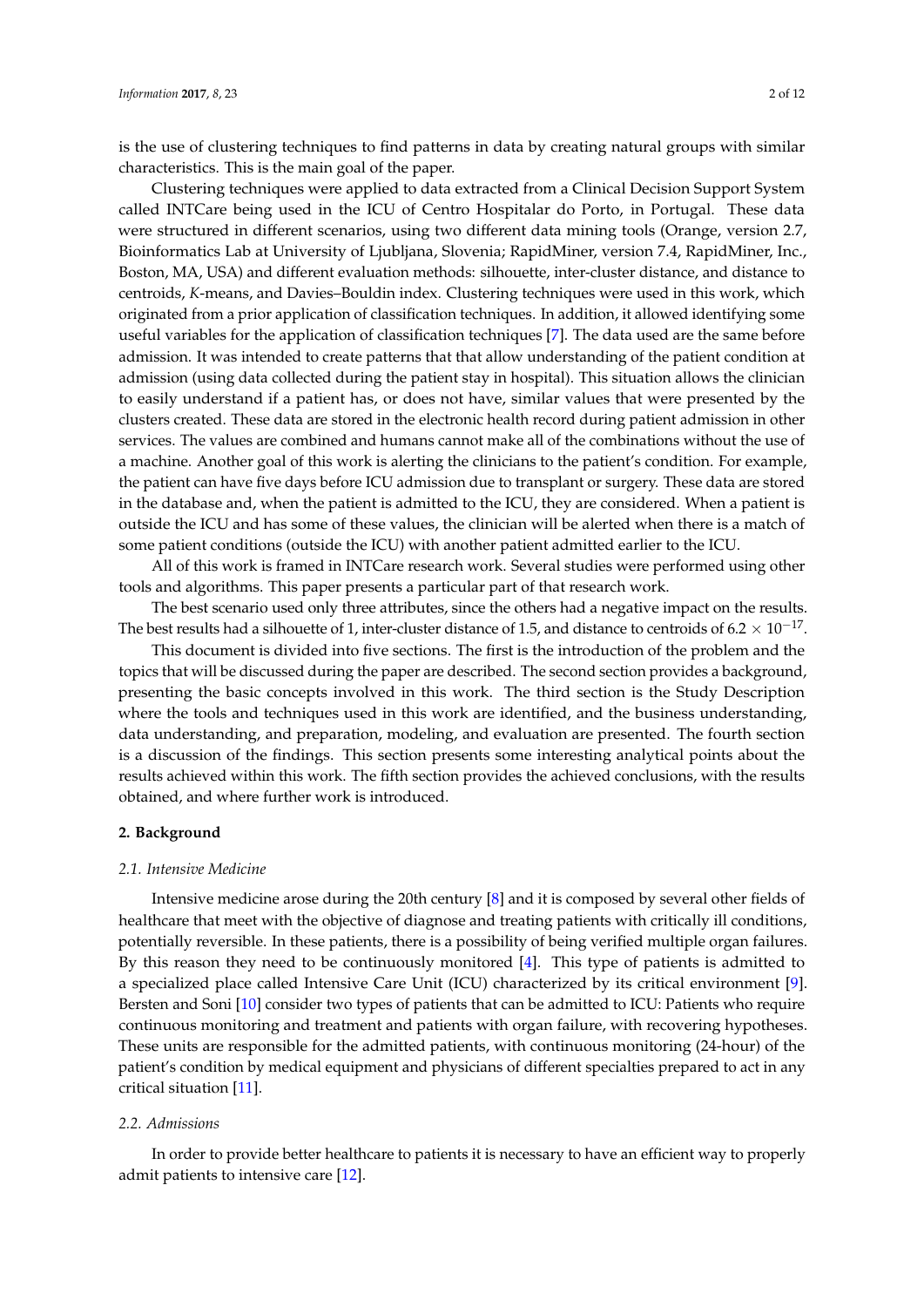is the use of clustering techniques to find patterns in data by creating natural groups with similar characteristics. This is the main goal of the paper.

Clustering techniques were applied to data extracted from a Clinical Decision Support System called INTCare being used in the ICU of Centro Hospitalar do Porto, in Portugal. These data were structured in different scenarios, using two different data mining tools (Orange, version 2.7, Bioinformatics Lab at University of Ljubljana, Slovenia; RapidMiner, version 7.4, RapidMiner, Inc., Boston, MA, USA) and different evaluation methods: silhouette, inter-cluster distance, and distance to centroids, *K*-means, and Davies–Bouldin index. Clustering techniques were used in this work, which originated from a prior application of classification techniques. In addition, it allowed identifying some useful variables for the application of classification techniques [7]. The data used are the same before admission. It was intended to create patterns that that allow understanding of the patient condition at admission (using data collected during the patient stay in hospital). This situation allows the clinician to easily understand if a patient has, or does not have, similar values that were presented by the clusters created. These data are stored in the electronic health record during patient admission in other services. The values are combined and humans cannot make all of the combinations without the use of a machine. Another goal of this work is alerting the clinicians to the patient's condition. For example, the patient can have five days before ICU admission due to transplant or surgery. These data are stored in the database and, when the patient is admitted to the ICU, they are considered. When a patient is outside the ICU and has some of these values, the clinician will be alerted when there is a match of some patient conditions (outside the ICU) with another patient admitted earlier to the ICU.

All of this work is framed in INTCare research work. Several studies were performed using other tools and algorithms. This paper presents a particular part of that research work.

The best scenario used only three attributes, since the others had a negative impact on the results. The best results had a silhouette of 1, inter-cluster distance of 1.5, and distance to centroids of $6.2 \times 10^{-17}$.

This document is divided into five sections. The first is the introduction of the problem and the topics that will be discussed during the paper are described. The second section provides a background, presenting the basic concepts involved in this work. The third section is the Study Description where the tools and techniques used in this work are identified, and the business understanding, data understanding, and preparation, modeling, and evaluation are presented. The fourth section is a discussion of the findings. This section presents some interesting analytical points about the results achieved within this work. The fifth section provides the achieved conclusions, with the results obtained, and where further work is introduced.

## 2. Background

### 2.1. Intensive Medicine

Intensive medicine arose during the 20th century [8] and it is composed by several other fields of healthcare that meet with the objective of diagnose and treating patients with critically ill conditions, potentially reversible. In these patients, there is a possibility of being verified multiple organ failures. By this reason they need to be continuously monitored [4]. This type of patients is admitted to a specialized place called Intensive Care Unit (ICU) characterized by its critical environment [9]. Bersten and Soni [10] consider two types of patients that can be admitted to ICU: Patients who require continuous monitoring and treatment and patients with organ failure, with recovering hypotheses. These units are responsible for the admitted patients, with continuous monitoring (24-hour) of the patient's condition by medical equipment and physicians of different specialties prepared to act in any critical situation [11].

### 2.2. Admissions

In order to provide better healthcare to patients it is necessary to have an efficient way to properly admit patients to intensive care [12].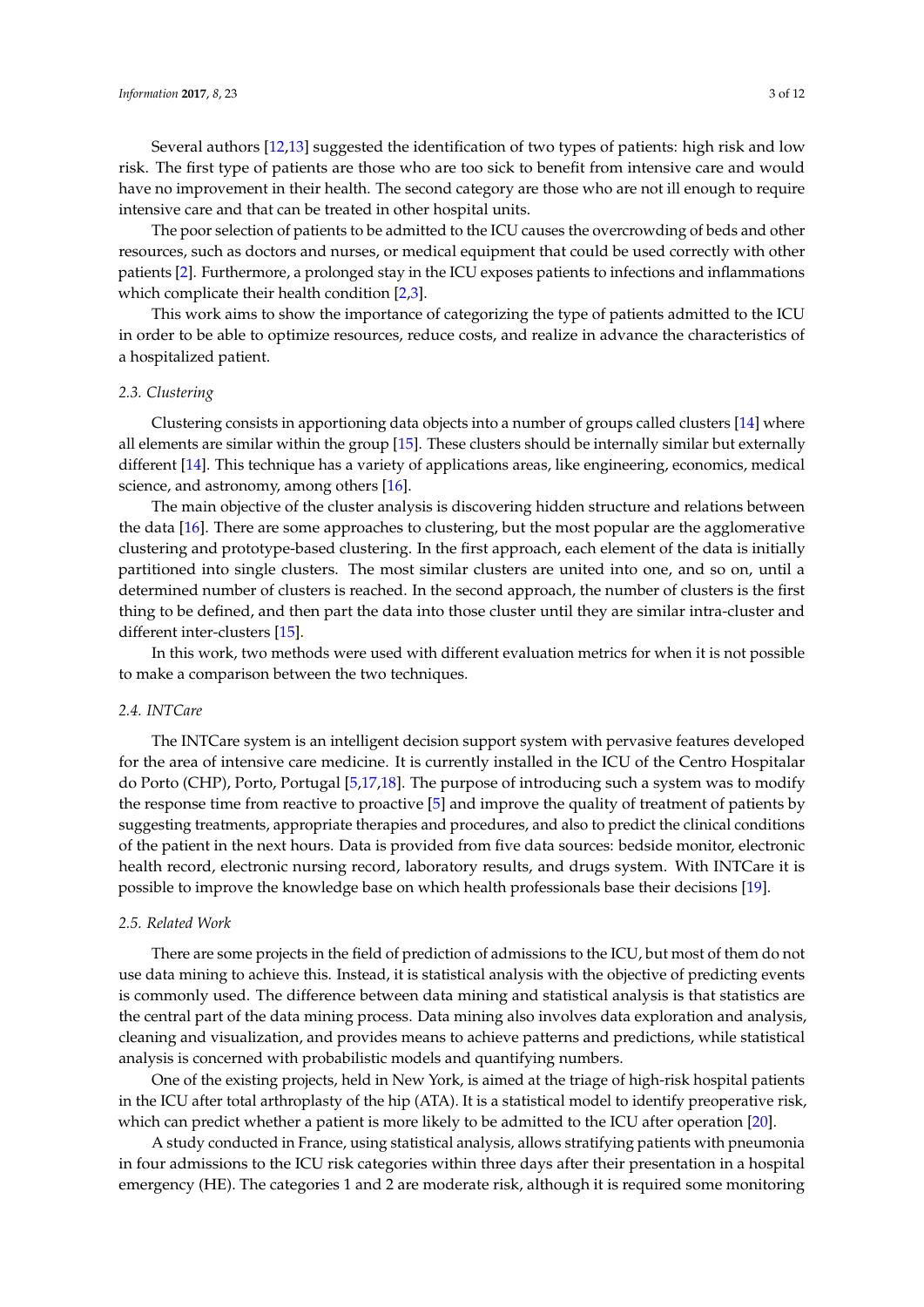Several authors [12,13] suggested the identification of two types of patients: high risk and low risk. The first type of patients are those who are too sick to benefit from intensive care and would have no improvement in their health. The second category are those who are not ill enough to require intensive care and that can be treated in other hospital units.

The poor selection of patients to be admitted to the ICU causes the overcrowding of beds and other resources, such as doctors and nurses, or medical equipment that could be used correctly with other patients [2]. Furthermore, a prolonged stay in the ICU exposes patients to infections and inflammations which complicate their health condition [2,3].

This work aims to show the importance of categorizing the type of patients admitted to the ICU in order to be able to optimize resources, reduce costs, and realize in advance the characteristics of a hospitalized patient.

### 2.3. Clustering

Clustering consists in apportioning data objects into a number of groups called clusters [14] where all elements are similar within the group [15]. These clusters should be internally similar but externally different [14]. This technique has a variety of applications areas, like engineering, economics, medical science, and astronomy, among others [16].

The main objective of the cluster analysis is discovering hidden structure and relations between the data [16]. There are some approaches to clustering, but the most popular are the agglomerative clustering and prototype-based clustering. In the first approach, each element of the data is initially partitioned into single clusters. The most similar clusters are united into one, and so on, until a determined number of clusters is reached. In the second approach, the number of clusters is the first thing to be defined, and then part the data into those cluster until they are similar intra-cluster and different inter-clusters [15].

In this work, two methods were used with different evaluation metrics for when it is not possible to make a comparison between the two techniques.

### 2.4. INTCare

The INTCare system is an intelligent decision support system with pervasive features developed for the area of intensive care medicine. It is currently installed in the ICU of the Centro Hospitalar do Porto (CHP), Porto, Portugal [5,17,18]. The purpose of introducing such a system was to modify the response time from reactive to proactive [5] and improve the quality of treatment of patients by suggesting treatments, appropriate therapies and procedures, and also to predict the clinical conditions of the patient in the next hours. Data is provided from five data sources: bedside monitor, electronic health record, electronic nursing record, laboratory results, and drugs system. With INTCare it is possible to improve the knowledge base on which health professionals base their decisions [19].

### 2.5. Related Work

There are some projects in the field of prediction of admissions to the ICU, but most of them do not use data mining to achieve this. Instead, it is statistical analysis with the objective of predicting events is commonly used. The difference between data mining and statistical analysis is that statistics are the central part of the data mining process. Data mining also involves data exploration and analysis, cleaning and visualization, and provides means to achieve patterns and predictions, while statistical analysis is concerned with probabilistic models and quantifying numbers.

One of the existing projects, held in New York, is aimed at the triage of high-risk hospital patients in the ICU after total arthroplasty of the hip (ATA). It is a statistical model to identify preoperative risk, which can predict whether a patient is more likely to be admitted to the ICU after operation [20].

A study conducted in France, using statistical analysis, allows stratifying patients with pneumonia in four admissions to the ICU risk categories within three days after their presentation in a hospital emergency (HE). The categories 1 and 2 are moderate risk, although it is required some monitoring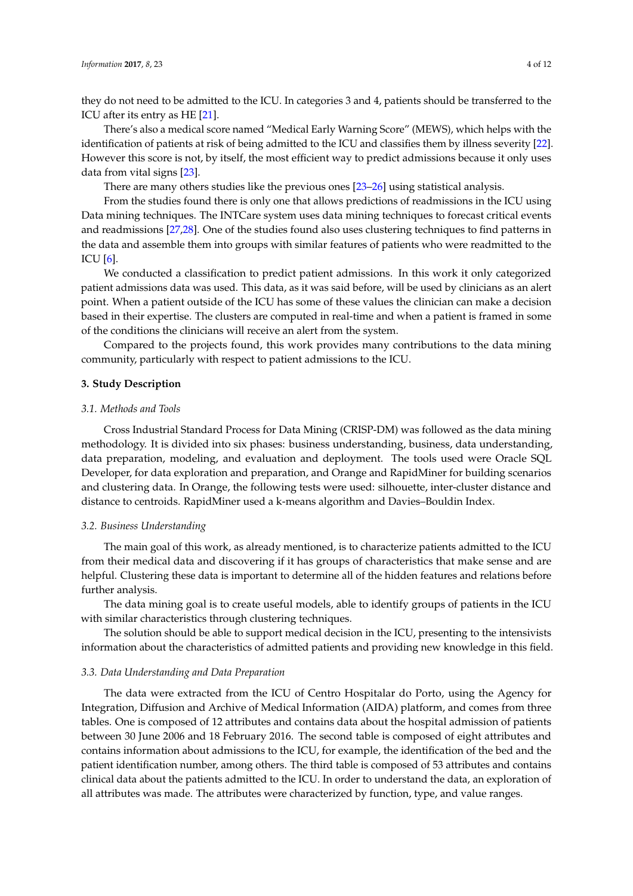they do not need to be admitted to the ICU. In categories 3 and 4, patients should be transferred to the ICU after its entry as HE [21].

There's also a medical score named "Medical Early Warning Score" (MEWS), which helps with the identification of patients at risk of being admitted to the ICU and classifies them by illness severity [22]. However this score is not, by itself, the most efficient way to predict admissions because it only uses data from vital signs [23].

There are many others studies like the previous ones [23–26] using statistical analysis.

From the studies found there is only one that allows predictions of readmissions in the ICU using Data mining techniques. The INTCare system uses data mining techniques to forecast critical events and readmissions [27,28]. One of the studies found also uses clustering techniques to find patterns in the data and assemble them into groups with similar features of patients who were readmitted to the ICU [6].

We conducted a classification to predict patient admissions. In this work it only categorized patient admissions data was used. This data, as it was said before, will be used by clinicians as an alert point. When a patient outside of the ICU has some of these values the clinician can make a decision based in their expertise. The clusters are computed in real-time and when a patient is framed in some of the conditions the clinicians will receive an alert from the system.

Compared to the projects found, this work provides many contributions to the data mining community, particularly with respect to patient admissions to the ICU.

## 3. Study Description

### 3.1. Methods and Tools

Cross Industrial Standard Process for Data Mining (CRISP-DM) was followed as the data mining methodology. It is divided into six phases: business understanding, business, data understanding, data preparation, modeling, and evaluation and deployment. The tools used were Oracle SQL Developer, for data exploration and preparation, and Orange and RapidMiner for building scenarios and clustering data. In Orange, the following tests were used: silhouette, inter-cluster distance and distance to centroids. RapidMiner used a k-means algorithm and Davies–Bouldin Index.

### 3.2. Business Understanding

The main goal of this work, as already mentioned, is to characterize patients admitted to the ICU from their medical data and discovering if it has groups of characteristics that make sense and are helpful. Clustering these data is important to determine all of the hidden features and relations before further analysis.

The data mining goal is to create useful models, able to identify groups of patients in the ICU with similar characteristics through clustering techniques.

The solution should be able to support medical decision in the ICU, presenting to the intensivists information about the characteristics of admitted patients and providing new knowledge in this field.

### 3.3. Data Understanding and Data Preparation

The data were extracted from the ICU of Centro Hospitalar do Porto, using the Agency for Integration, Diffusion and Archive of Medical Information (AIDA) platform, and comes from three tables. One is composed of 12 attributes and contains data about the hospital admission of patients between 30 June 2006 and 18 February 2016. The second table is composed of eight attributes and contains information about admissions to the ICU, for example, the identification of the bed and the patient identification number, among others. The third table is composed of 53 attributes and contains clinical data about the patients admitted to the ICU. In order to understand the data, an exploration of all attributes was made. The attributes were characterized by function, type, and value ranges.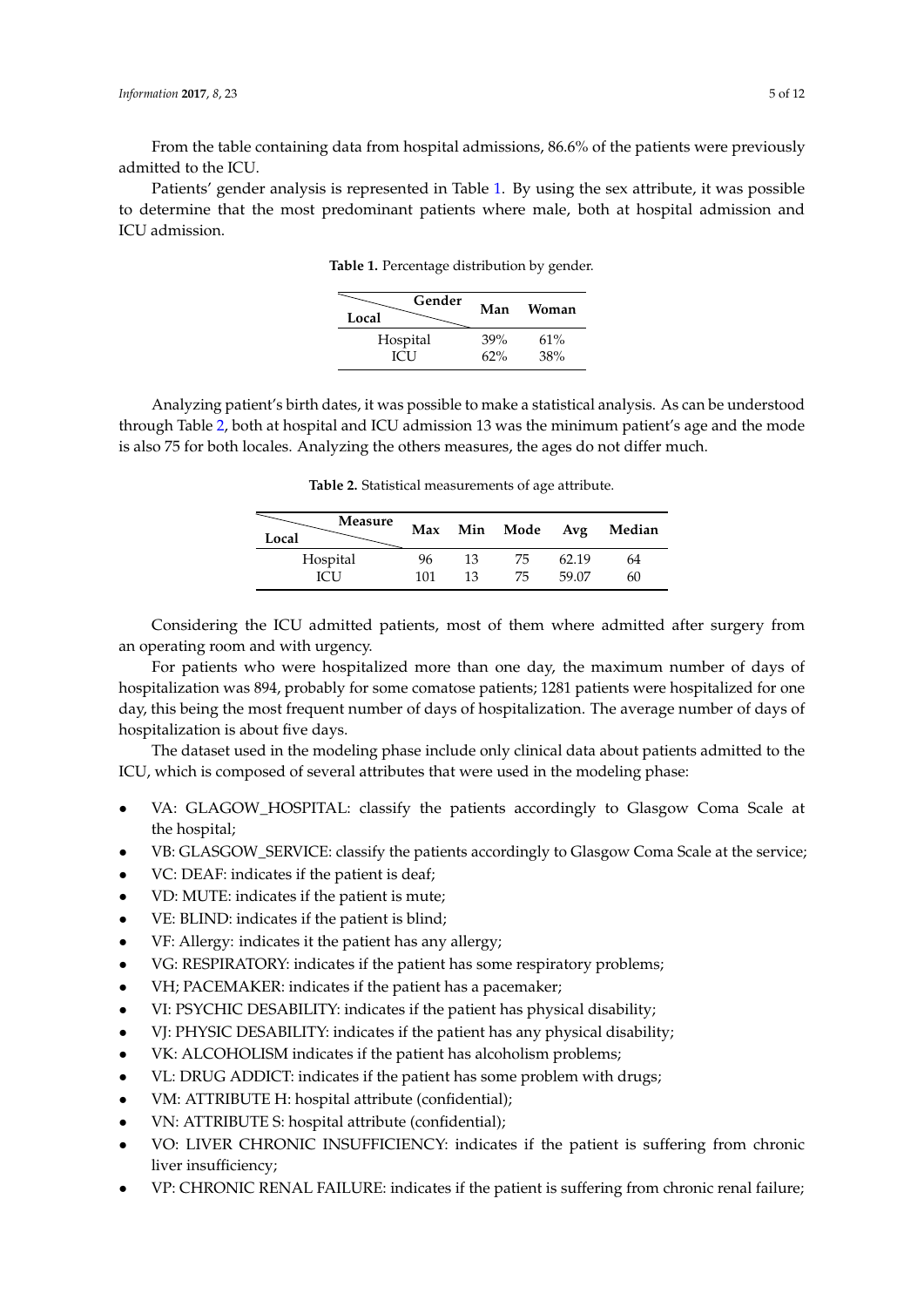From the table containing data from hospital admissions, 86.6% of the patients were previously admitted to the ICU.

Patients' gender analysis is represented in Table 1. By using the sex attribute, it was possible to determine that the most predominant patients where male, both at hospital admission and ICU admission.

**Table 1.** Percentage distribution by gender.

| Gender / Local | Man | Woman |
|---|---|---|
| Hospital | 39% | 61% |
| ICU | 62% | 38% |

Analyzing patient's birth dates, it was possible to make a statistical analysis. As can be understood through Table 2, both at hospital and ICU admission 13 was the minimum patient's age and the mode is also 75 for both locales. Analyzing the others measures, the ages do not differ much.

**Table 2.** Statistical measurements of age attribute.

| Measure / Local | Max | Min | Mode | Avg | Median |
|---|---|---|---|---|---|
| Hospital | 96 | 13 | 75 | 62.19 | 64 |
| ICU | 101 | 13 | 75 | 59.07 | 60 |

Considering the ICU admitted patients, most of them where admitted after surgery from an operating room and with urgency.

For patients who were hospitalized more than one day, the maximum number of days of hospitalization was 894, probably for some comatose patients; 1281 patients were hospitalized for one day, this being the most frequent number of days of hospitalization. The average number of days of hospitalization is about five days.

The dataset used in the modeling phase include only clinical data about patients admitted to the ICU, which is composed of several attributes that were used in the modeling phase:

- VA: GLAGOW_HOSPITAL: classify the patients accordingly to Glasgow Coma Scale at the hospital;
- VB: GLASGOW_SERVICE: classify the patients accordingly to Glasgow Coma Scale at the service;
- VC: DEAF: indicates if the patient is deaf;
- VD: MUTE: indicates if the patient is mute;
- VE: BLIND: indicates if the patient is blind;
- VF: Allergy: indicates it the patient has any allergy;
- VG: RESPIRATORY: indicates if the patient has some respiratory problems;
- VH; PACEMAKER: indicates if the patient has a pacemaker;
- VI: PSYCHIC DESABILITY: indicates if the patient has physical disability;
- VJ: PHYSIC DESABILITY: indicates if the patient has any physical disability;
- VK: ALCOHOLISM indicates if the patient has alcoholism problems;
- VL: DRUG ADDICT: indicates if the patient has some problem with drugs;
- VM: ATTRIBUTE H: hospital attribute (confidential);
- VN: ATTRIBUTE S: hospital attribute (confidential);
- VO: LIVER CHRONIC INSUFFICIENCY: indicates if the patient is suffering from chronic liver insufficiency;
- VP: CHRONIC RENAL FAILURE: indicates if the patient is suffering from chronic renal failure;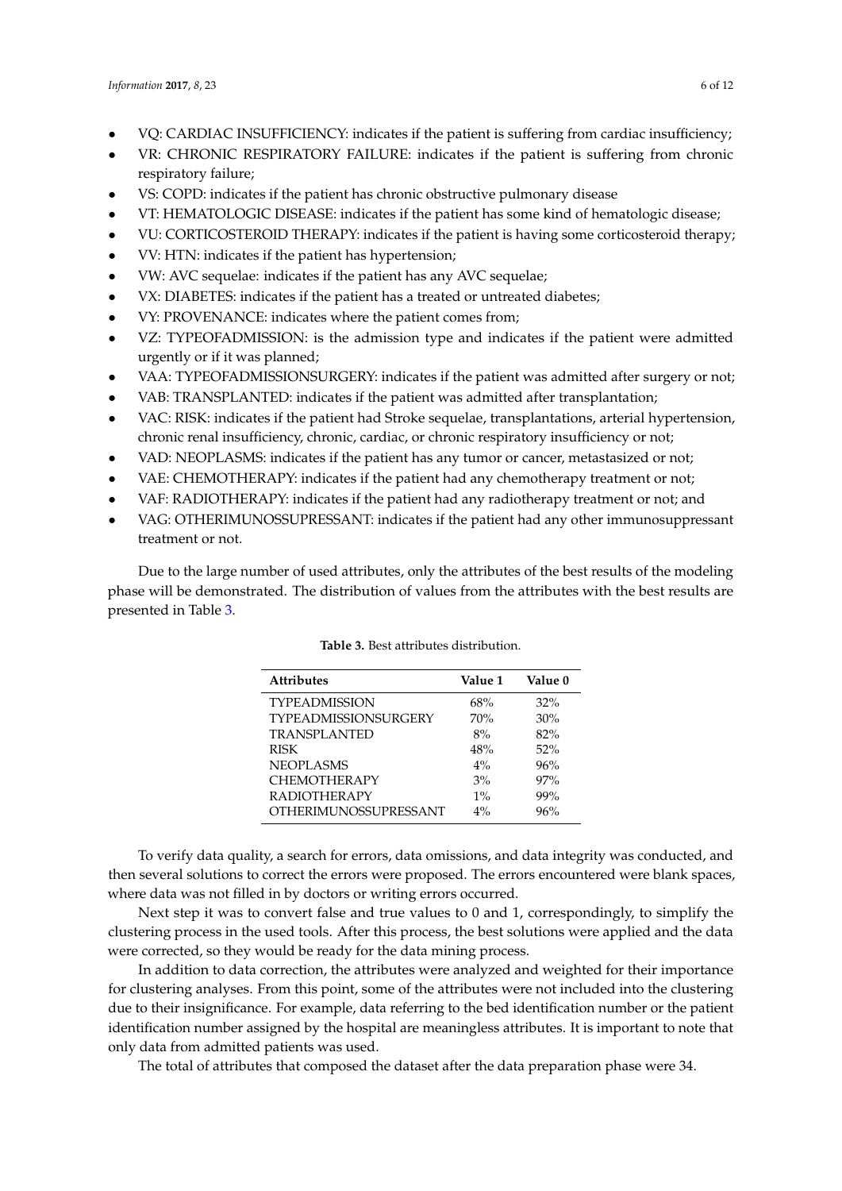- VQ: CARDIAC INSUFFICIENCY: indicates if the patient is suffering from cardiac insufficiency;
- VR: CHRONIC RESPIRATORY FAILURE: indicates if the patient is suffering from chronic respiratory failure;
- VS: COPD: indicates if the patient has chronic obstructive pulmonary disease
- VT: HEMATOLOGIC DISEASE: indicates if the patient has some kind of hematologic disease;
- VU: CORTICOSTEROID THERAPY: indicates if the patient is having some corticosteroid therapy;
- VV: HTN: indicates if the patient has hypertension;
- VW: AVC sequelae: indicates if the patient has any AVC sequelae;
- VX: DIABETES: indicates if the patient has a treated or untreated diabetes;
- VY: PROVENANCE: indicates where the patient comes from;
- VZ: TYPEOFADMISSION: is the admission type and indicates if the patient were admitted urgently or if it was planned;
- VAA: TYPEOFADMISSIONSURGERY: indicates if the patient was admitted after surgery or not;
- VAB: TRANSPLANTED: indicates if the patient was admitted after transplantation;
- VAC: RISK: indicates if the patient had Stroke sequelae, transplantations, arterial hypertension, chronic renal insufficiency, chronic, cardiac, or chronic respiratory insufficiency or not;
- VAD: NEOPLASMS: indicates if the patient has any tumor or cancer, metastasized or not;
- VAE: CHEMOTHERAPY: indicates if the patient had any chemotherapy treatment or not;
- VAF: RADIOTHERAPY: indicates if the patient had any radiotherapy treatment or not; and
- VAG: OTHERIMUNOSSUPRESSANT: indicates if the patient had any other immunosuppressant treatment or not.

Due to the large number of used attributes, only the attributes of the best results of the modeling phase will be demonstrated. The distribution of values from the attributes with the best results are presented in Table 3.

**Table 3.** Best attributes distribution.

| Attributes | Value 1 | Value 0 |
|---|---|---|
| TYPEADMISSION | 68% | 32% |
| TYPEADMISSIONSURGERY | 70% | 30% |
| TRANSPLANTED | 8% | 82% |
| RISK | 48% | 52% |
| NEOPLASMS | 4% | 96% |
| CHEMOTHERAPY | 3% | 97% |
| RADIOTHERAPY | 1% | 99% |
| OTHERIMUNOSSUPRESSANT | 4% | 96% |

To verify data quality, a search for errors, data omissions, and data integrity was conducted, and then several solutions to correct the errors were proposed. The errors encountered were blank spaces, where data was not filled in by doctors or writing errors occurred.

Next step it was to convert false and true values to 0 and 1, correspondingly, to simplify the clustering process in the used tools. After this process, the best solutions were applied and the data were corrected, so they would be ready for the data mining process.

In addition to data correction, the attributes were analyzed and weighted for their importance for clustering analyses. From this point, some of the attributes were not included into the clustering due to their insignificance. For example, data referring to the bed identification number or the patient identification number assigned by the hospital are meaningless attributes. It is important to note that only data from admitted patients was used.

The total of attributes that composed the dataset after the data preparation phase were 34.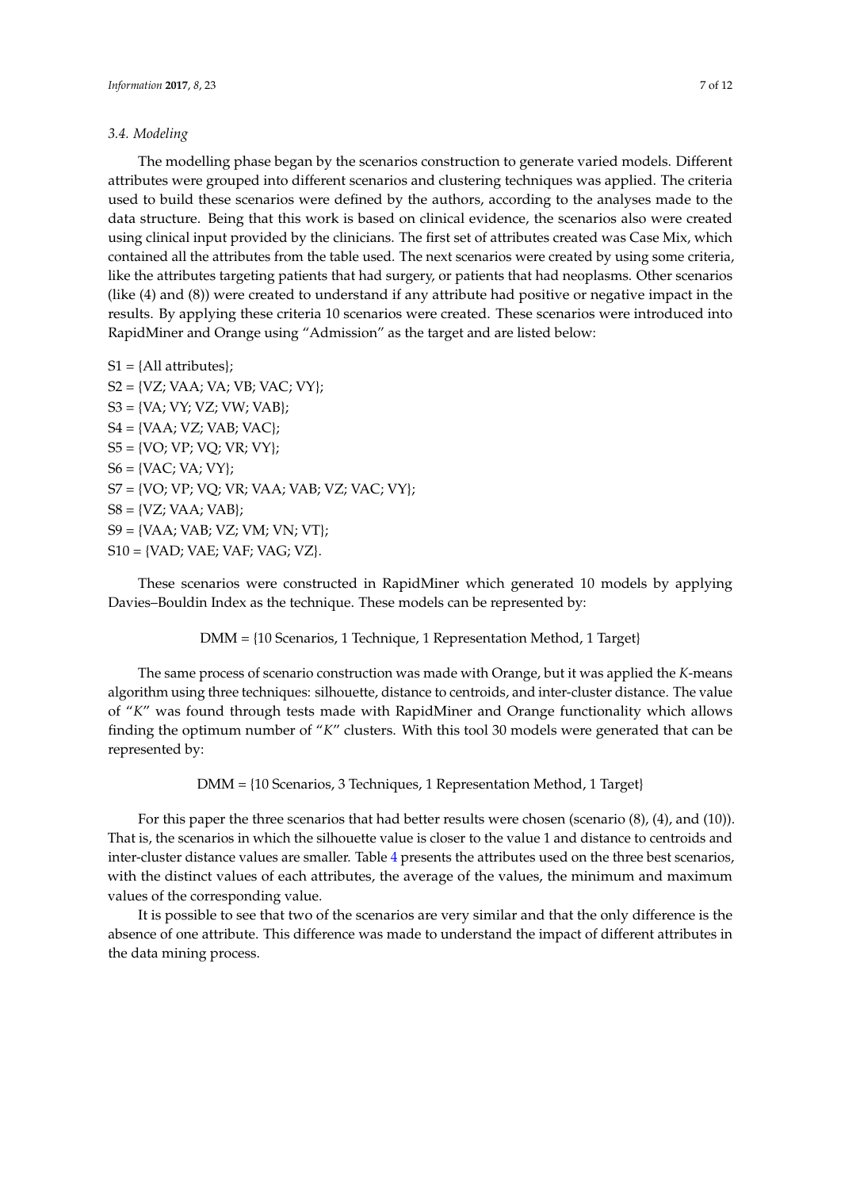### 3.4. Modeling

The modelling phase began by the scenarios construction to generate varied models. Different attributes were grouped into different scenarios and clustering techniques was applied. The criteria used to build these scenarios were defined by the authors, according to the analyses made to the data structure. Being that this work is based on clinical evidence, the scenarios also were created using clinical input provided by the clinicians. The first set of attributes created was Case Mix, which contained all the attributes from the table used. The next scenarios were created by using some criteria, like the attributes targeting patients that had surgery, or patients that had neoplasms. Other scenarios (like (4) and (8)) were created to understand if any attribute had positive or negative impact in the results. By applying these criteria 10 scenarios were created. These scenarios were introduced into RapidMiner and Orange using "Admission" as the target and are listed below:

S1 = {All attributes};
S2 = {VZ; VAA; VA; VB; VAC; VY};
S3 = {VA; VY; VZ; VW; VAB};
S4 = {VAA; VZ; VAB; VAC};
S5 = {VO; VP; VQ; VR; VY};
S6 = {VAC; VA; VY};
S7 = {VO; VP; VQ; VR; VAA; VAB; VZ; VAC; VY};
S8 = {VZ; VAA; VAB};
S9 = {VAA; VAB; VZ; VM; VN; VT};
S10 = {VAD; VAE; VAF; VAG; VZ}.

These scenarios were constructed in RapidMiner which generated 10 models by applying Davies–Bouldin Index as the technique. These models can be represented by:

DMM = {10 Scenarios, 1 Technique, 1 Representation Method, 1 Target}

The same process of scenario construction was made with Orange, but it was applied the *K*-means algorithm using three techniques: silhouette, distance to centroids, and inter-cluster distance. The value of "*K*" was found through tests made with RapidMiner and Orange functionality which allows finding the optimum number of "*K*" clusters. With this tool 30 models were generated that can be represented by:

DMM = {10 Scenarios, 3 Techniques, 1 Representation Method, 1 Target}

For this paper the three scenarios that had better results were chosen (scenario (8), (4), and (10)). That is, the scenarios in which the silhouette value is closer to the value 1 and distance to centroids and inter-cluster distance values are smaller. Table 4 presents the attributes used on the three best scenarios, with the distinct values of each attributes, the average of the values, the minimum and maximum values of the corresponding value.

It is possible to see that two of the scenarios are very similar and that the only difference is the absence of one attribute. This difference was made to understand the impact of different attributes in the data mining process.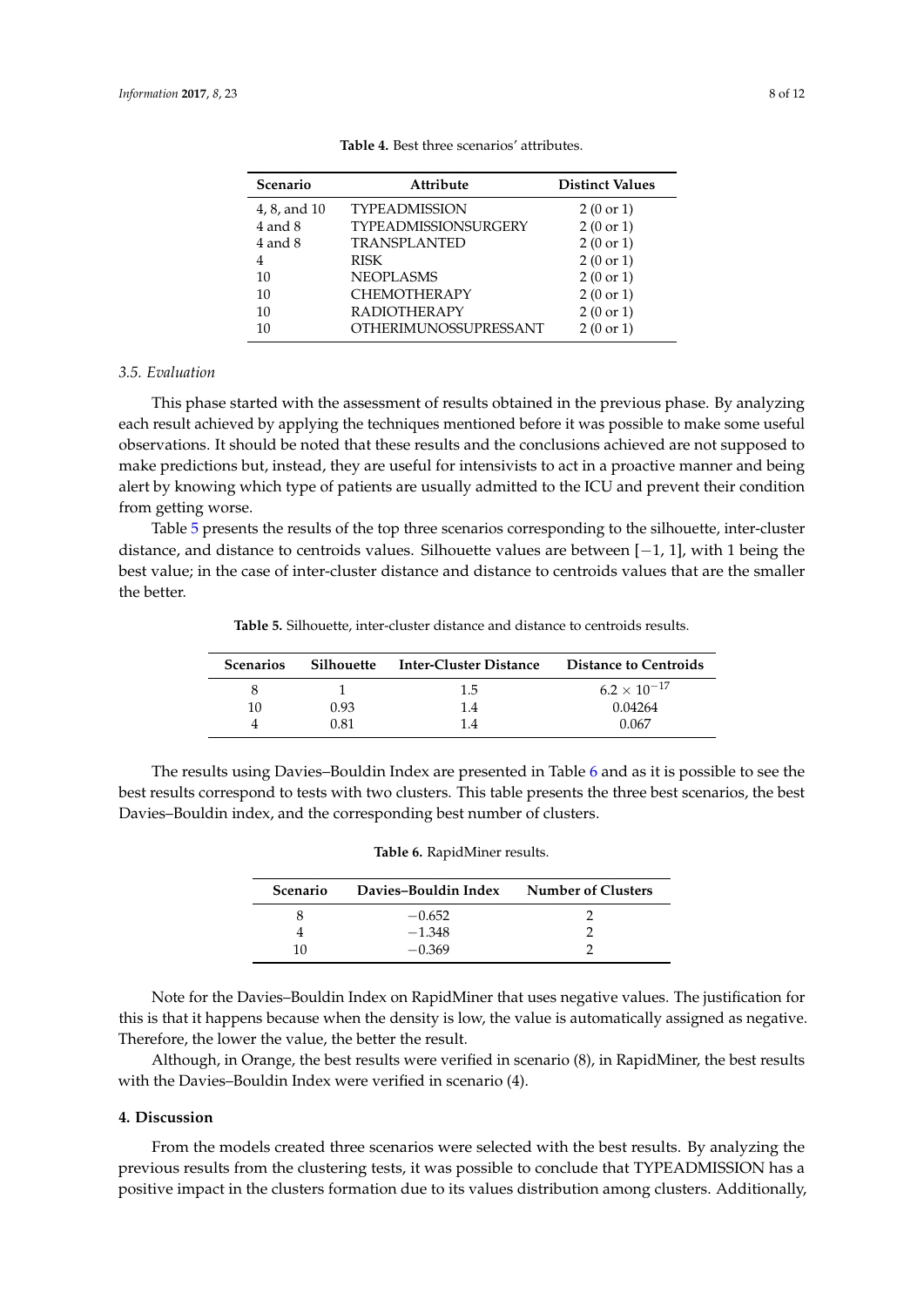**Table 4.** Best three scenarios' attributes.

| Scenario | Attribute | Distinct Values |
| --- | --- | --- |
| 4, 8, and 10 | TYPEADMISSION | 2 (0 or 1) |
| 4 and 8 | TYPEADMISSIONSURGERY | 2 (0 or 1) |
| 4 and 8 | TRANSPLANTED | 2 (0 or 1) |
| 4 | RISK | 2 (0 or 1) |
| 10 | NEOPLASMS | 2 (0 or 1) |
| 10 | CHEMOTHERAPY | 2 (0 or 1) |
| 10 | RADIOTHERAPY | 2 (0 or 1) |
| 10 | OTHERIMUNOSSUPRESSANT | 2 (0 or 1) |

### 3.5. Evaluation

This phase started with the assessment of results obtained in the previous phase. By analyzing each result achieved by applying the techniques mentioned before it was possible to make some useful observations. It should be noted that these results and the conclusions achieved are not supposed to make predictions but, instead, they are useful for intensivists to act in a proactive manner and being alert by knowing which type of patients are usually admitted to the ICU and prevent their condition from getting worse.

Table 5 presents the results of the top three scenarios corresponding to the silhouette, inter-cluster distance, and distance to centroids values. Silhouette values are between $[-1, 1]$, with 1 being the best value; in the case of inter-cluster distance and distance to centroids values that are the smaller the better.

**Table 5.** Silhouette, inter-cluster distance and distance to centroids results.

| Scenarios | Silhouette | Inter-Cluster Distance | Distance to Centroids |
| --- | --- | --- | --- |
| 8 | 1 | 1.5 | $6.2 \times 10^{-17}$ |
| 10 | 0.93 | 1.4 | 0.04264 |
| 4 | 0.81 | 1.4 | 0.067 |

The results using Davies–Bouldin Index are presented in Table 6 and as it is possible to see the best results correspond to tests with two clusters. This table presents the three best scenarios, the best Davies–Bouldin index, and the corresponding best number of clusters.

**Table 6.** RapidMiner results.

| Scenario | Davies–Bouldin Index | Number of Clusters |
| --- | --- | --- |
| 8 | −0.652 | 2 |
| 4 | −1.348 | 2 |
| 10 | −0.369 | 2 |

Note for the Davies–Bouldin Index on RapidMiner that uses negative values. The justification for this is that it happens because when the density is low, the value is automatically assigned as negative. Therefore, the lower the value, the better the result.

Although, in Orange, the best results were verified in scenario (8), in RapidMiner, the best results with the Davies–Bouldin Index were verified in scenario (4).

## 4. Discussion

From the models created three scenarios were selected with the best results. By analyzing the previous results from the clustering tests, it was possible to conclude that TYPEADMISSION has a positive impact in the clusters formation due to its values distribution among clusters. Additionally,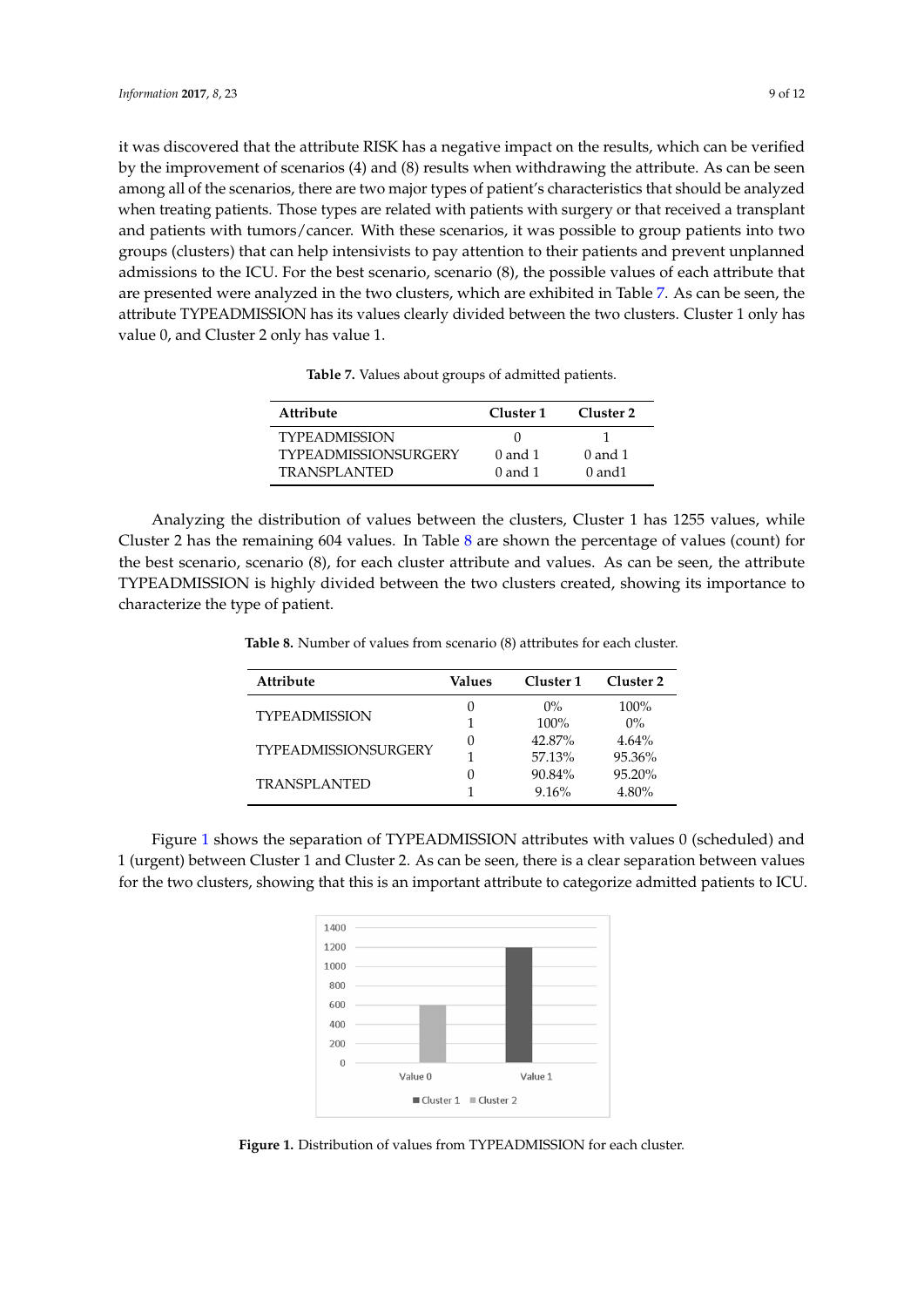it was discovered that the attribute RISK has a negative impact on the results, which can be verified by the improvement of scenarios (4) and (8) results when withdrawing the attribute. As can be seen among all of the scenarios, there are two major types of patient's characteristics that should be analyzed when treating patients. Those types are related with patients with surgery or that received a transplant and patients with tumors/cancer. With these scenarios, it was possible to group patients into two groups (clusters) that can help intensivists to pay attention to their patients and prevent unplanned admissions to the ICU. For the best scenario, scenario (8), the possible values of each attribute that are presented were analyzed in the two clusters, which are exhibited in Table 7. As can be seen, the attribute TYPEADMISSION has its values clearly divided between the two clusters. Cluster 1 only has value 0, and Cluster 2 only has value 1.

**Table 7.** Values about groups of admitted patients.

| Attribute | Cluster 1 | Cluster 2 |
|---|---|---|
| TYPEADMISSION | 0 | 1 |
| TYPEADMISSIONSURGERY | 0 and 1 | 0 and 1 |
| TRANSPLANTED | 0 and 1 | 0 and1 |

Analyzing the distribution of values between the clusters, Cluster 1 has 1255 values, while Cluster 2 has the remaining 604 values. In Table 8 are shown the percentage of values (count) for the best scenario, scenario (8), for each cluster attribute and values. As can be seen, the attribute TYPEADMISSION is highly divided between the two clusters created, showing its importance to characterize the type of patient.

**Table 8.** Number of values from scenario (8) attributes for each cluster.

| Attribute | Values | Cluster 1 | Cluster 2 |
|---|---|---|---|
| TYPEADMISSION | 0 | 0% | 100% |
| | 1 | 100% | 0% |
| TYPEADMISSIONSURGERY | 0 | 42.87% | 4.64% |
| | 1 | 57.13% | 95.36% |
| TRANSPLANTED | 0 | 90.84% | 95.20% |
| | 1 | 9.16% | 4.80% |

Figure 1 shows the separation of TYPEADMISSION attributes with values 0 (scheduled) and 1 (urgent) between Cluster 1 and Cluster 2. As can be seen, there is a clear separation between values for the two clusters, showing that this is an important attribute to categorize admitted patients to ICU.

1400
1200
1000
800
600
400
200
0
Value 0
Value 1
Cluster 1 Cluster 2

**Figure 1.** Distribution of values from TYPEADMISSION for each cluster.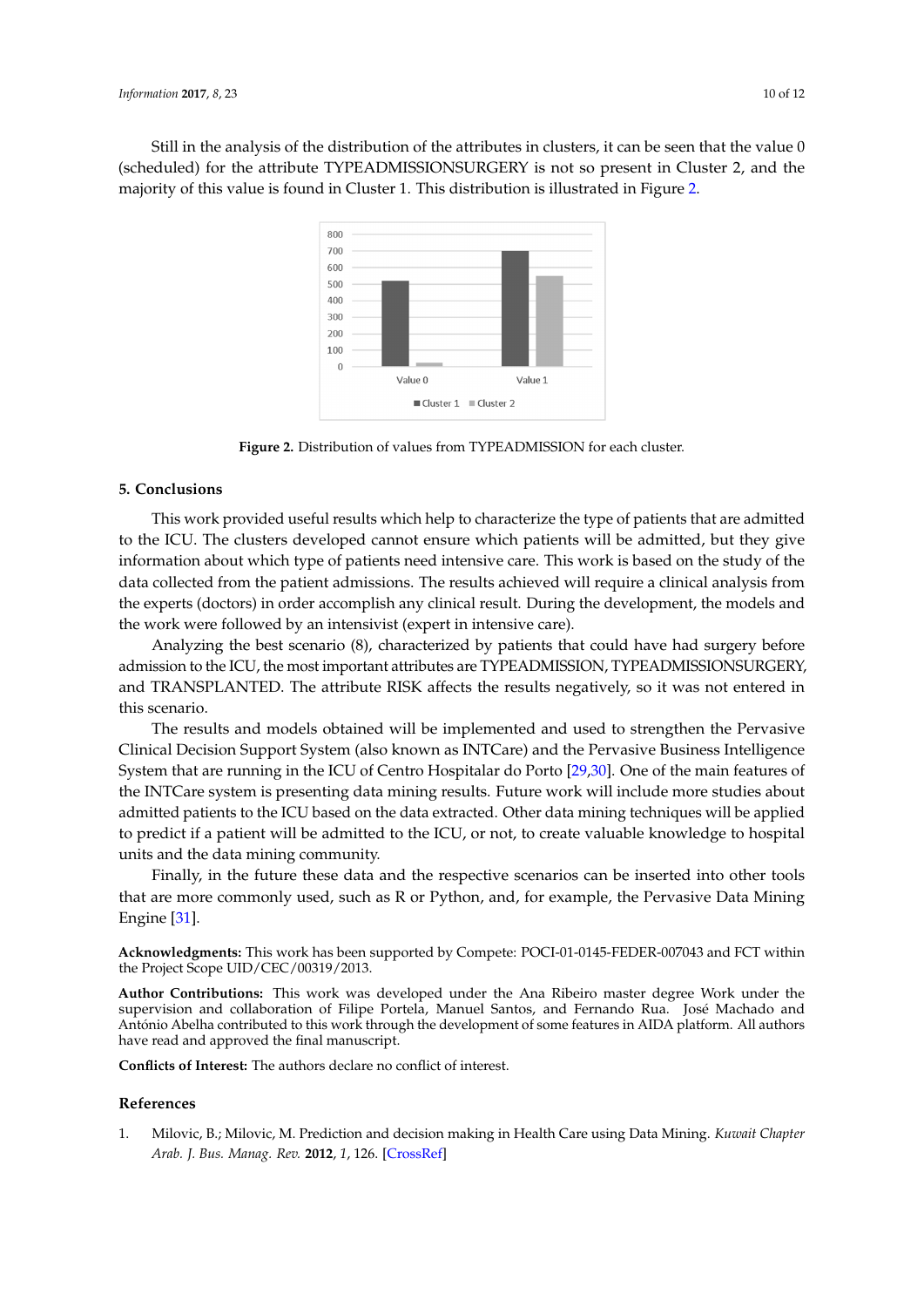Still in the analysis of the distribution of the attributes in clusters, it can be seen that the value 0 (scheduled) for the attribute TYPEADMISSIONSURGERY is not so present in Cluster 2, and the majority of this value is found in Cluster 1. This distribution is illustrated in Figure 2.

800
700
600
500
400
300
200
100
0
Value 0
Value 1
Cluster 1
Cluster 2

**Figure 2.** Distribution of values from TYPEADMISSION for each cluster.

## 5. Conclusions

This work provided useful results which help to characterize the type of patients that are admitted to the ICU. The clusters developed cannot ensure which patients will be admitted, but they give information about which type of patients need intensive care. This work is based on the study of the data collected from the patient admissions. The results achieved will require a clinical analysis from the experts (doctors) in order accomplish any clinical result. During the development, the models and the work were followed by an intensivist (expert in intensive care).

Analyzing the best scenario (8), characterized by patients that could have had surgery before admission to the ICU, the most important attributes are TYPEADMISSION, TYPEADMISSIONSURGERY, and TRANSPLANTED. The attribute RISK affects the results negatively, so it was not entered in this scenario.

The results and models obtained will be implemented and used to strengthen the Pervasive Clinical Decision Support System (also known as INTCare) and the Pervasive Business Intelligence System that are running in the ICU of Centro Hospitalar do Porto [29,30]. One of the main features of the INTCare system is presenting data mining results. Future work will include more studies about admitted patients to the ICU based on the data extracted. Other data mining techniques will be applied to predict if a patient will be admitted to the ICU, or not, to create valuable knowledge to hospital units and the data mining community.

Finally, in the future these data and the respective scenarios can be inserted into other tools that are more commonly used, such as R or Python, and, for example, the Pervasive Data Mining Engine [31].

**Acknowledgments:** This work has been supported by Compete: POCI-01-0145-FEDER-007043 and FCT within the Project Scope UID/CEC/00319/2013.

**Author Contributions:** This work was developed under the Ana Ribeiro master degree Work under the supervision and collaboration of Filipe Portela, Manuel Santos, and Fernando Rua. José Machado and António Abelha contributed to this work through the development of some features in AIDA platform. All authors have read and approved the final manuscript.

**Conflicts of Interest:** The authors declare no conflict of interest.

## References

1. Milovic, B.; Milovic, M. Prediction and decision making in Health Care using Data Mining. *Kuwait Chapter Arab. J. Bus. Manag. Rev.* **2012**, *1*, 126. [CrossRef]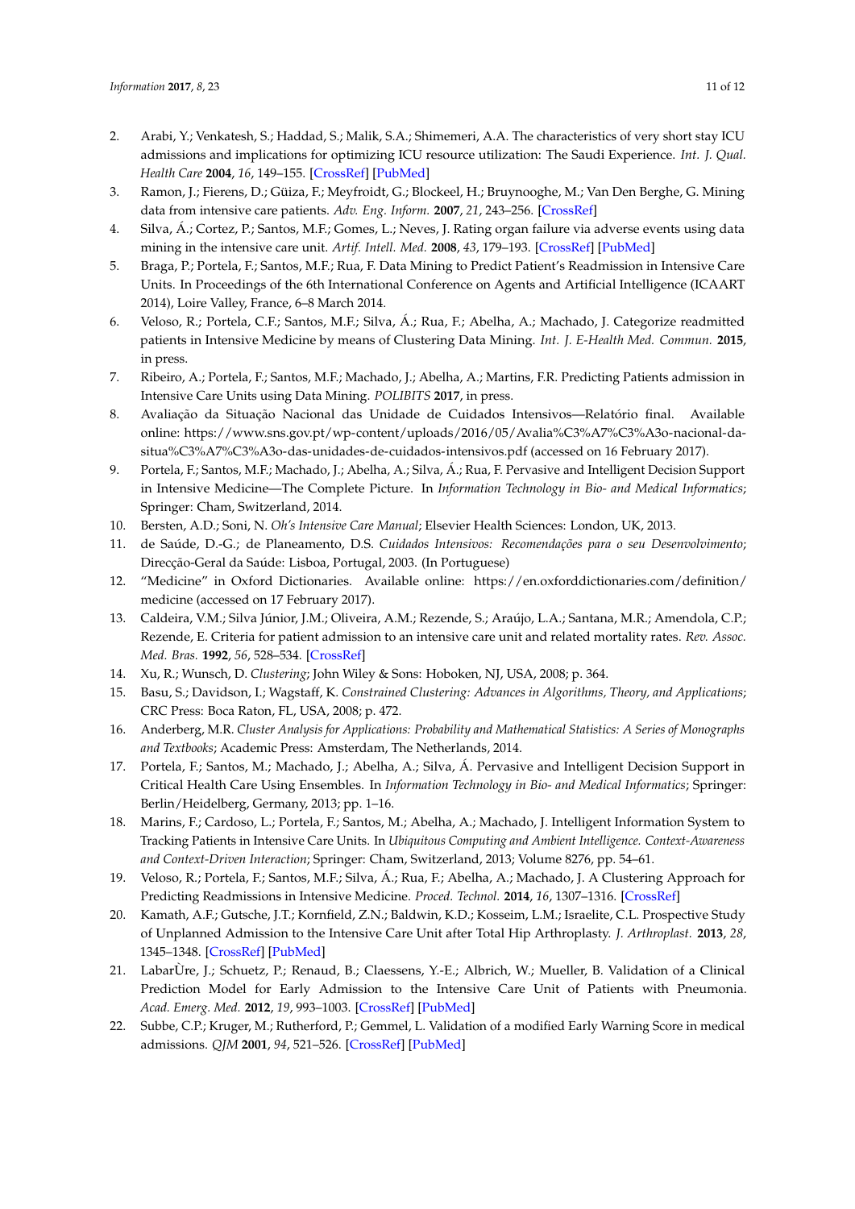2. Arabi, Y.; Venkatesh, S.; Haddad, S.; Malik, S.A.; Shimemeri, A.A. The characteristics of very short stay ICU admissions and implications for optimizing ICU resource utilization: The Saudi Experience. *Int. J. Qual. Health Care* **2004**, *16*, 149–155. [CrossRef] [PubMed]
3. Ramon, J.; Fierens, D.; Güiza, F.; Meyfroidt, G.; Blockeel, H.; Bruynooghe, M.; Van Den Berghe, G. Mining data from intensive care patients. *Adv. Eng. Inform.* **2007**, *21*, 243–256. [CrossRef]
4. Silva, Á.; Cortez, P.; Santos, M.F.; Gomes, L.; Neves, J. Rating organ failure via adverse events using data mining in the intensive care unit. *Artif. Intell. Med.* **2008**, *43*, 179–193. [CrossRef] [PubMed]
5. Braga, P.; Portela, F.; Santos, M.F.; Rua, F. Data Mining to Predict Patient's Readmission in Intensive Care Units. In Proceedings of the 6th International Conference on Agents and Artificial Intelligence (ICAART 2014), Loire Valley, France, 6–8 March 2014.
6. Veloso, R.; Portela, C.F.; Santos, M.F.; Silva, Á.; Rua, F.; Abelha, A.; Machado, J. Categorize readmitted patients in Intensive Medicine by means of Clustering Data Mining. *Int. J. E-Health Med. Commun.* **2015**, in press.
7. Ribeiro, A.; Portela, F.; Santos, M.F.; Machado, J.; Abelha, A.; Martins, F.R. Predicting Patients admission in Intensive Care Units using Data Mining. *POLIBITS* **2017**, in press.
8. Avaliação da Situação Nacional das Unidade de Cuidados Intensivos—Relatório final. Available online: https://www.sns.gov.pt/wp-content/uploads/2016/05/Avalia%C3%A7%C3%A3o-nacional-da-situa%C3%A7%C3%A3o-das-unidades-de-cuidados-intensivos.pdf (accessed on 16 February 2017).
9. Portela, F.; Santos, M.F.; Machado, J.; Abelha, A.; Silva, Á.; Rua, F. Pervasive and Intelligent Decision Support in Intensive Medicine—The Complete Picture. In *Information Technology in Bio- and Medical Informatics*; Springer: Cham, Switzerland, 2014.
10. Bersten, A.D.; Soni, N. *Oh's Intensive Care Manual*; Elsevier Health Sciences: London, UK, 2013.
11. de Saúde, D.-G.; de Planeamento, D.S. *Cuidados Intensivos: Recomendações para o seu Desenvolvimento*; Direcção-Geral da Saúde: Lisboa, Portugal, 2003. (In Portuguese)
12. "Medicine" in Oxford Dictionaries. Available online: https://en.oxforddictionaries.com/definition/medicine (accessed on 17 February 2017).
13. Caldeira, V.M.; Silva Júnior, J.M.; Oliveira, A.M.; Rezende, S.; Araújo, L.A.; Santana, M.R.; Amendola, C.P.; Rezende, E. Criteria for patient admission to an intensive care unit and related mortality rates. *Rev. Assoc. Med. Bras.* **1992**, *56*, 528–534. [CrossRef]
14. Xu, R.; Wunsch, D. *Clustering*; John Wiley & Sons: Hoboken, NJ, USA, 2008; p. 364.
15. Basu, S.; Davidson, I.; Wagstaff, K. *Constrained Clustering: Advances in Algorithms, Theory, and Applications*; CRC Press: Boca Raton, FL, USA, 2008; p. 472.
16. Anderberg, M.R. *Cluster Analysis for Applications: Probability and Mathematical Statistics: A Series of Monographs and Textbooks*; Academic Press: Amsterdam, The Netherlands, 2014.
17. Portela, F.; Santos, M.; Machado, J.; Abelha, A.; Silva, Á. Pervasive and Intelligent Decision Support in Critical Health Care Using Ensembles. In *Information Technology in Bio- and Medical Informatics*; Springer: Berlin/Heidelberg, Germany, 2013; pp. 1–16.
18. Marins, F.; Cardoso, L.; Portela, F.; Santos, M.; Abelha, A.; Machado, J. Intelligent Information System to Tracking Patients in Intensive Care Units. In *Ubiquitous Computing and Ambient Intelligence. Context-Awareness and Context-Driven Interaction*; Springer: Cham, Switzerland, 2013; Volume 8276, pp. 54–61.
19. Veloso, R.; Portela, F.; Santos, M.F.; Silva, Á.; Rua, F.; Abelha, A.; Machado, J. A Clustering Approach for Predicting Readmissions in Intensive Medicine. *Proced. Technol.* **2014**, *16*, 1307–1316. [CrossRef]
20. Kamath, A.F.; Gutsche, J.T.; Kornfield, Z.N.; Baldwin, K.D.; Kosseim, L.M.; Israelite, C.L. Prospective Study of Unplanned Admission to the Intensive Care Unit after Total Hip Arthroplasty. *J. Arthroplast.* **2013**, *28*, 1345–1348. [CrossRef] [PubMed]
21. LabarÙre, J.; Schuetz, P.; Renaud, B.; Claessens, Y.-E.; Albrich, W.; Mueller, B. Validation of a Clinical Prediction Model for Early Admission to the Intensive Care Unit of Patients with Pneumonia. *Acad. Emerg. Med.* **2012**, *19*, 993–1003. [CrossRef] [PubMed]
22. Subbe, C.P.; Kruger, M.; Rutherford, P.; Gemmel, L. Validation of a modified Early Warning Score in medical admissions. *QJM* **2001**, *94*, 521–526. [CrossRef] [PubMed]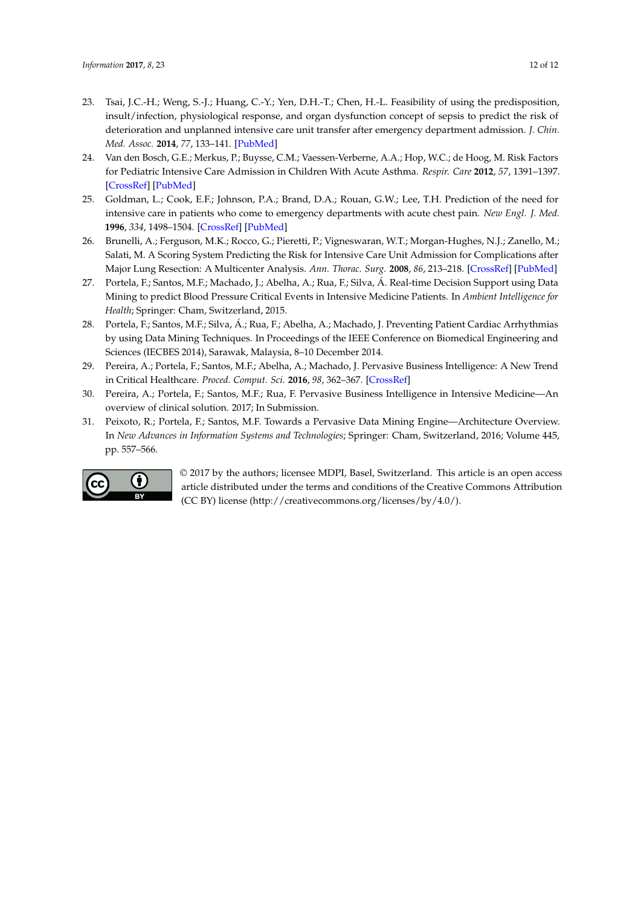23. Tsai, J.C.-H.; Weng, S.-J.; Huang, C.-Y.; Yen, D.H.-T.; Chen, H.-L. Feasibility of using the predisposition, insult/infection, physiological response, and organ dysfunction concept of sepsis to predict the risk of deterioration and unplanned intensive care unit transfer after emergency department admission. *J. Chin. Med. Assoc.* **2014**, *77*, 133–141. [PubMed]
24. Van den Bosch, G.E.; Merkus, P.; Buysse, C.M.; Vaessen-Verberne, A.A.; Hop, W.C.; de Hoog, M. Risk Factors for Pediatric Intensive Care Admission in Children With Acute Asthma. *Respir. Care* **2012**, *57*, 1391–1397. [CrossRef] [PubMed]
25. Goldman, L.; Cook, E.F.; Johnson, P.A.; Brand, D.A.; Rouan, G.W.; Lee, T.H. Prediction of the need for intensive care in patients who come to emergency departments with acute chest pain. *New Engl. J. Med.* **1996**, *334*, 1498–1504. [CrossRef] [PubMed]
26. Brunelli, A.; Ferguson, M.K.; Rocco, G.; Pieretti, P.; Vigneswaran, W.T.; Morgan-Hughes, N.J.; Zanello, M.; Salati, M. A Scoring System Predicting the Risk for Intensive Care Unit Admission for Complications after Major Lung Resection: A Multicenter Analysis. *Ann. Thorac. Surg.* **2008**, *86*, 213–218. [CrossRef] [PubMed]
27. Portela, F.; Santos, M.F.; Machado, J.; Abelha, A.; Rua, F.; Silva, Á. Real-time Decision Support using Data Mining to predict Blood Pressure Critical Events in Intensive Medicine Patients. In *Ambient Intelligence for Health*; Springer: Cham, Switzerland, 2015.
28. Portela, F.; Santos, M.F.; Silva, Á.; Rua, F.; Abelha, A.; Machado, J. Preventing Patient Cardiac Arrhythmias by using Data Mining Techniques. In Proceedings of the IEEE Conference on Biomedical Engineering and Sciences (IECBES 2014), Sarawak, Malaysia, 8–10 December 2014.
29. Pereira, A.; Portela, F.; Santos, M.F.; Abelha, A.; Machado, J. Pervasive Business Intelligence: A New Trend in Critical Healthcare. *Proced. Comput. Sci.* **2016**, *98*, 362–367. [CrossRef]
30. Pereira, A.; Portela, F.; Santos, M.F.; Rua, F. Pervasive Business Intelligence in Intensive Medicine—An overview of clinical solution. 2017; In Submission.
31. Peixoto, R.; Portela, F.; Santos, M.F. Towards a Pervasive Data Mining Engine—Architecture Overview. In *New Advances in Information Systems and Technologies*; Springer: Cham, Switzerland, 2016; Volume 445, pp. 557–566.

© 2017 by the authors; licensee MDPI, Basel, Switzerland. This article is an open access article distributed under the terms and conditions of the Creative Commons Attribution (CC BY) license (http://creativecommons.org/licenses/by/4.0/).